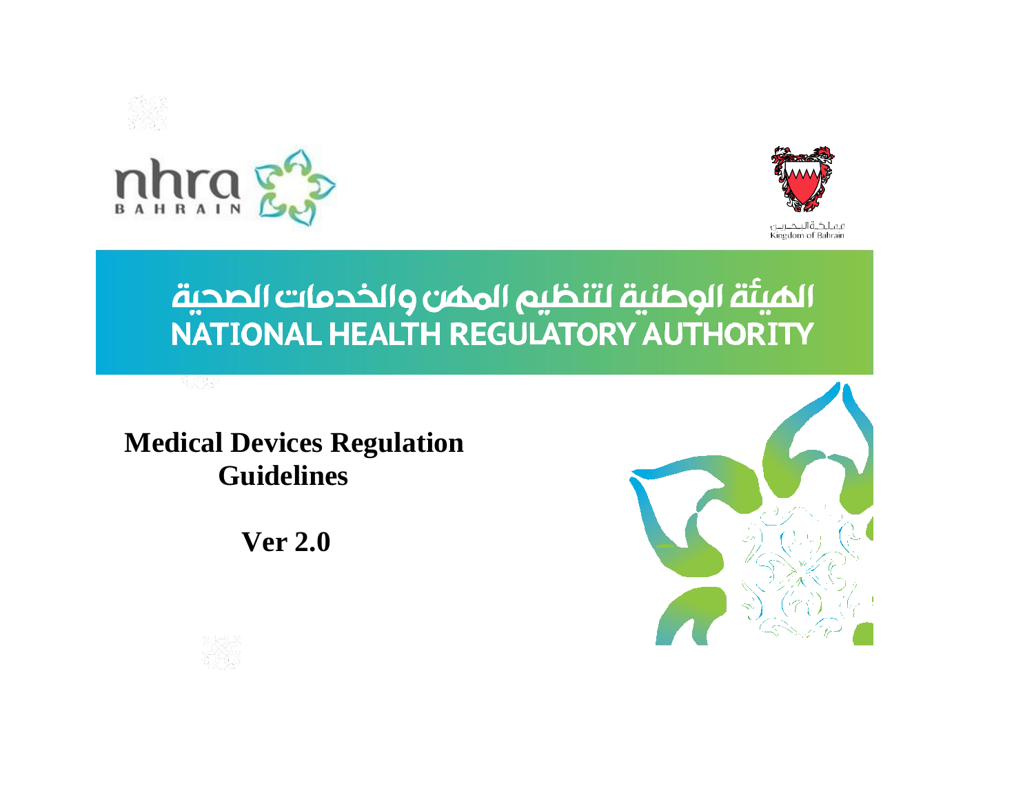nhra BAHRAIN

مملكة البحرين
Kingdom of Bahrain

الهيئة الوطنية لتنظيم المهن والخدمات الصحية
NATIONAL HEALTH REGULATORY AUTHORITY

# Medical Devices Regulation Guidelines

## Ver 2.0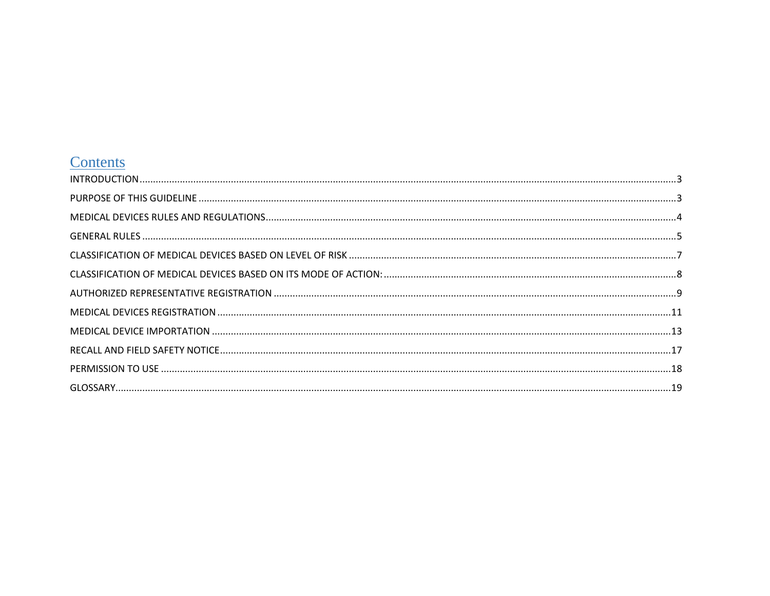# Contents

| | |
|---|---|
| INTRODUCTION | 3 |
| PURPOSE OF THIS GUIDELINE | 3 |
| MEDICAL DEVICES RULES AND REGULATIONS | 4 |
| GENERAL RULES | 5 |
| CLASSIFICATION OF MEDICAL DEVICES BASED ON LEVEL OF RISK | 7 |
| CLASSIFICATION OF MEDICAL DEVICES BASED ON ITS MODE OF ACTION: | 8 |
| AUTHORIZED REPRESENTATIVE REGISTRATION | 9 |
| MEDICAL DEVICES REGISTRATION | 11 |
| MEDICAL DEVICE IMPORTATION | 13 |
| RECALL AND FIELD SAFETY NOTICE | 17 |
| PERMISSION TO USE | 18 |
| GLOSSARY | 19 |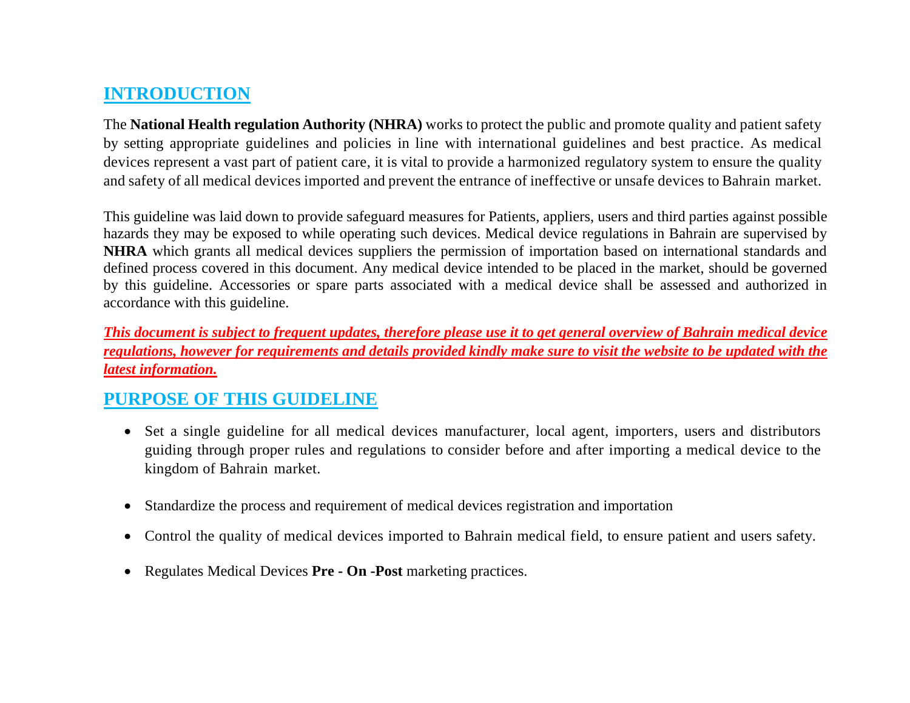## INTRODUCTION

The **National Health regulation Authority (NHRA)** works to protect the public and promote quality and patient safety by setting appropriate guidelines and policies in line with international guidelines and best practice. As medical devices represent a vast part of patient care, it is vital to provide a harmonized regulatory system to ensure the quality and safety of all medical devices imported and prevent the entrance of ineffective or unsafe devices to Bahrain market.

This guideline was laid down to provide safeguard measures for Patients, appliers, users and third parties against possible hazards they may be exposed to while operating such devices. Medical device regulations in Bahrain are supervised by **NHRA** which grants all medical devices suppliers the permission of importation based on international standards and defined process covered in this document. Any medical device intended to be placed in the market, should be governed by this guideline. Accessories or spare parts associated with a medical device shall be assessed and authorized in accordance with this guideline.

***This document is subject to frequent updates, therefore please use it to get general overview of Bahrain medical device regulations, however for requirements and details provided kindly make sure to visit the website to be updated with the latest information.***

## PURPOSE OF THIS GUIDELINE

- Set a single guideline for all medical devices manufacturer, local agent, importers, users and distributors guiding through proper rules and regulations to consider before and after importing a medical device to the kingdom of Bahrain market.
- Standardize the process and requirement of medical devices registration and importation
- Control the quality of medical devices imported to Bahrain medical field, to ensure patient and users safety.
- Regulates Medical Devices **Pre - On -Post** marketing practices.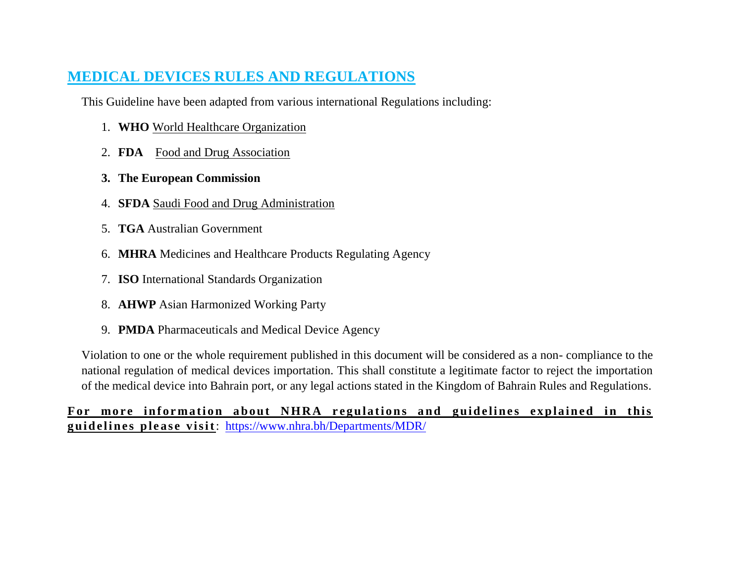## MEDICAL DEVICES RULES AND REGULATIONS

This Guideline have been adapted from various international Regulations including:

1. **WHO** World Healthcare Organization
2. **FDA** Food and Drug Association
3. **The European Commission**
4. **SFDA** Saudi Food and Drug Administration
5. **TGA** Australian Government
6. **MHRA** Medicines and Healthcare Products Regulating Agency
7. **ISO** International Standards Organization
8. **AHWP** Asian Harmonized Working Party
9. **PMDA** Pharmaceuticals and Medical Device Agency

Violation to one or the whole requirement published in this document will be considered as a non- compliance to the national regulation of medical devices importation. This shall constitute a legitimate factor to reject the importation of the medical device into Bahrain port, or any legal actions stated in the Kingdom of Bahrain Rules and Regulations.

**For more information about NHRA regulations and guidelines explained in this guidelines please visit**: https://www.nhra.bh/Departments/MDR/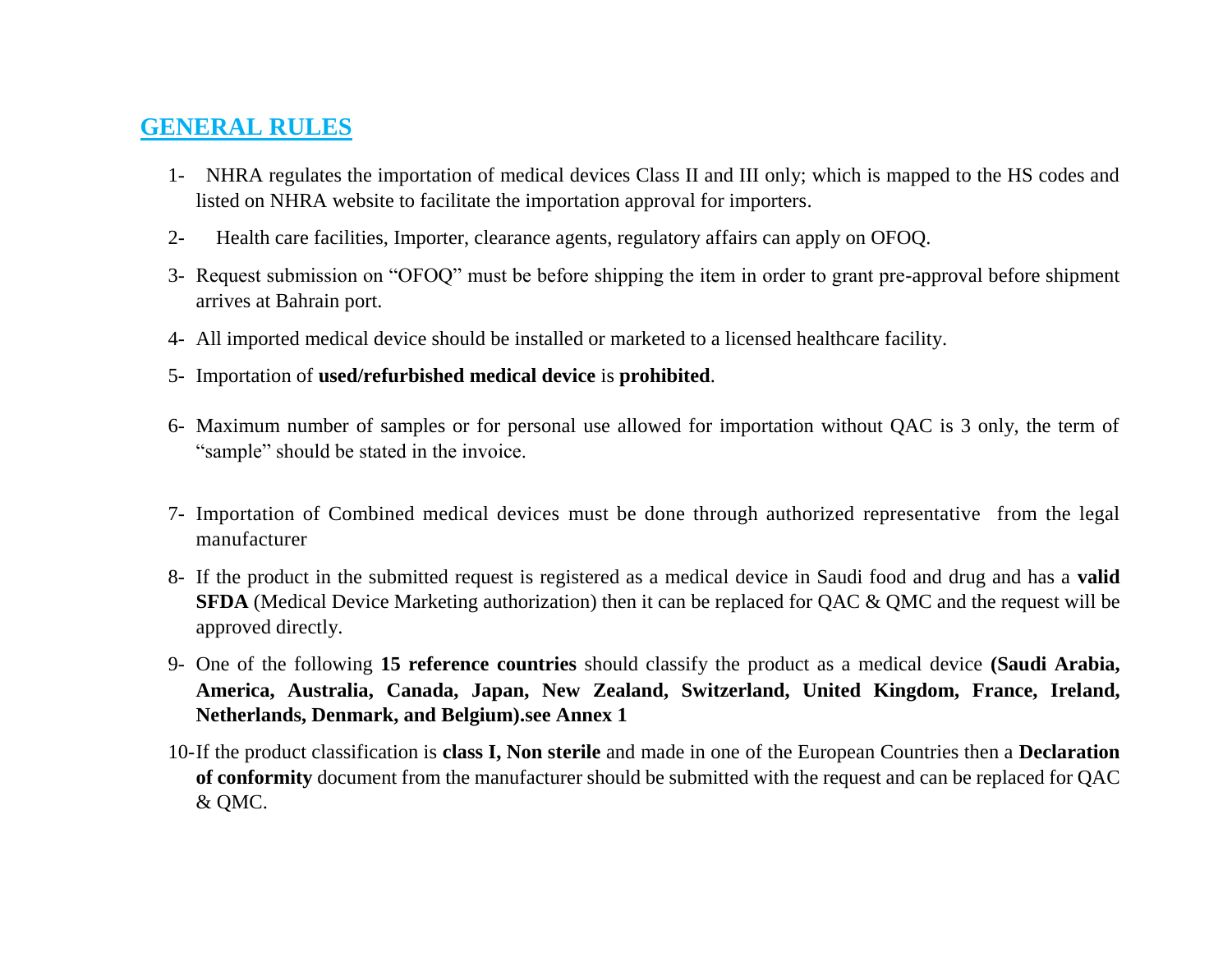## GENERAL RULES

1- NHRA regulates the importation of medical devices Class II and III only; which is mapped to the HS codes and listed on NHRA website to facilitate the importation approval for importers.

2- Health care facilities, Importer, clearance agents, regulatory affairs can apply on OFOQ.

3- Request submission on "OFOQ" must be before shipping the item in order to grant pre-approval before shipment arrives at Bahrain port.

4- All imported medical device should be installed or marketed to a licensed healthcare facility.

5- Importation of **used/refurbished medical device** is **prohibited**.

6- Maximum number of samples or for personal use allowed for importation without QAC is 3 only, the term of "sample" should be stated in the invoice.

7- Importation of Combined medical devices must be done through authorized representative from the legal manufacturer

8- If the product in the submitted request is registered as a medical device in Saudi food and drug and has a **valid SFDA** (Medical Device Marketing authorization) then it can be replaced for QAC & QMC and the request will be approved directly.

9- One of the following **15 reference countries** should classify the product as a medical device **(Saudi Arabia, America, Australia, Canada, Japan, New Zealand, Switzerland, United Kingdom, France, Ireland, Netherlands, Denmark, and Belgium).see Annex 1**

10- If the product classification is **class I, Non sterile** and made in one of the European Countries then a **Declaration of conformity** document from the manufacturer should be submitted with the request and can be replaced for QAC & QMC.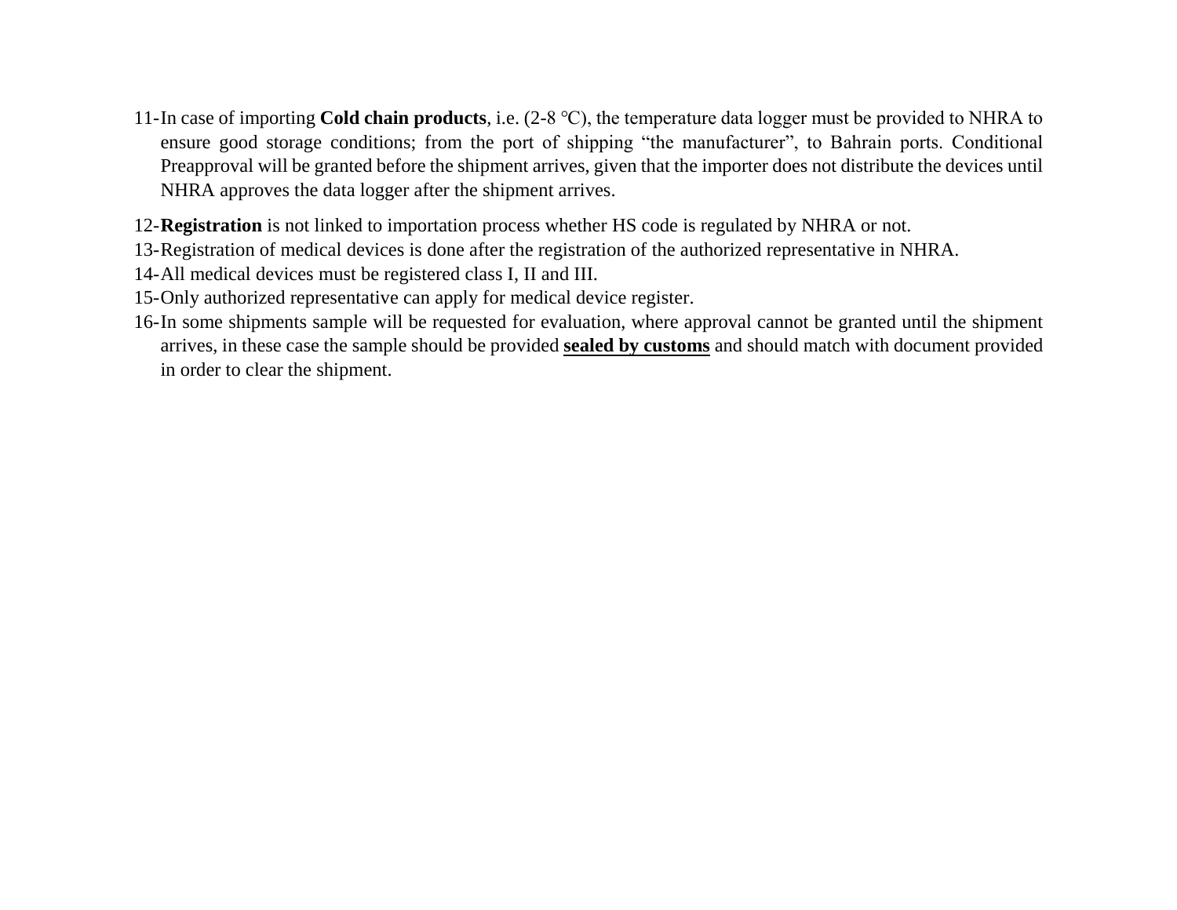11. In case of importing **Cold chain products**, i.e. (2-8 ℃), the temperature data logger must be provided to NHRA to ensure good storage conditions; from the port of shipping “the manufacturer”, to Bahrain ports. Conditional Preapproval will be granted before the shipment arrives, given that the importer does not distribute the devices until NHRA approves the data logger after the shipment arrives.
12. **Registration** is not linked to importation process whether HS code is regulated by NHRA or not.
13. Registration of medical devices is done after the registration of the authorized representative in NHRA.
14. All medical devices must be registered class I, II and III.
15. Only authorized representative can apply for medical device register.
16. In some shipments sample will be requested for evaluation, where approval cannot be granted until the shipment arrives, in these case the sample should be provided <u>**sealed by customs**</u> and should match with document provided in order to clear the shipment.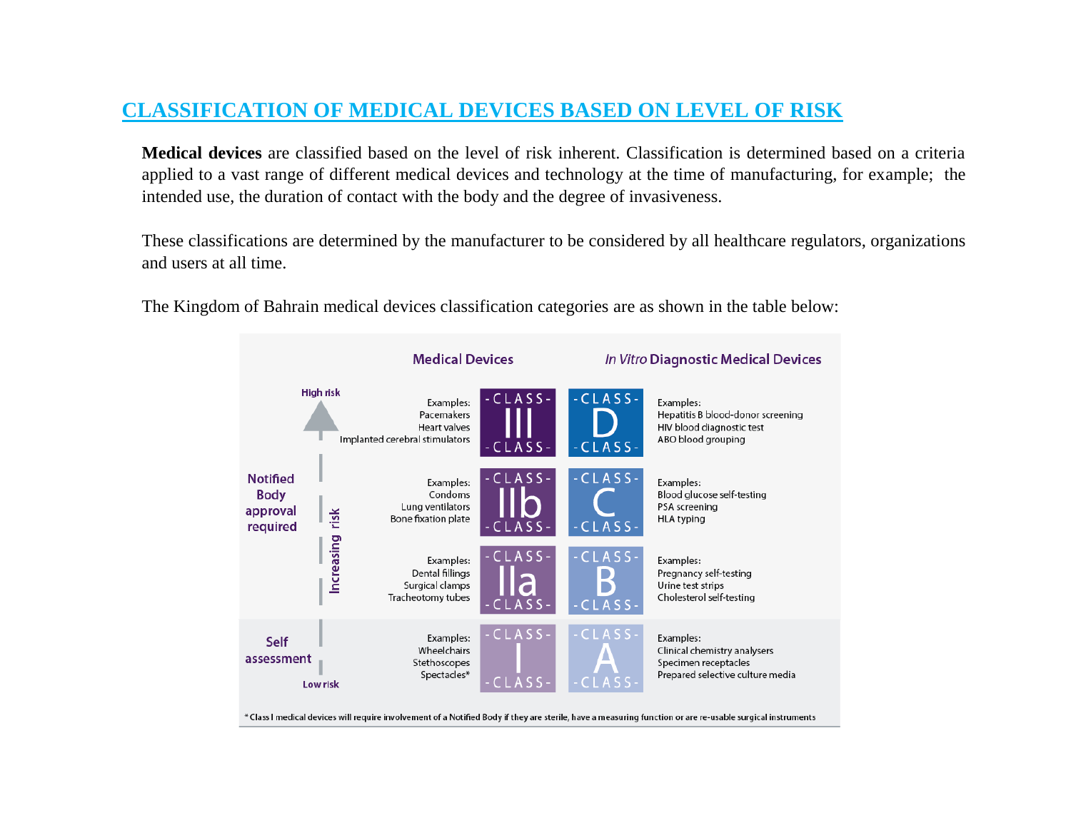## CLASSIFICATION OF MEDICAL DEVICES BASED ON LEVEL OF RISK

**Medical devices** are classified based on the level of risk inherent. Classification is determined based on a criteria applied to a vast range of different medical devices and technology at the time of manufacturing, for example; the intended use, the duration of contact with the body and the degree of invasiveness.

These classifications are determined by the manufacturer to be considered by all healthcare regulators, organizations and users at all time.

The Kingdom of Bahrain medical devices classification categories are as shown in the table below:

| Approval | Risk | Medical Devices – Examples | Medical Devices – Class | *In Vitro* Diagnostic Medical Devices – Class | *In Vitro* Diagnostic Medical Devices – Examples |
|---|---|---|---|---|---|
| Notified Body approval required | High risk | Pacemakers, Heart valves, Implanted cerebral stimulators | Class III | Class D | Hepatitis B blood-donor screening, HIV blood diagnostic test, ABO blood grouping |
| Notified Body approval required | Increasing risk | Condoms, Lung ventilators, Bone fixation plate | Class IIb | Class C | Blood glucose self-testing, PSA screening, HLA typing |
| Notified Body approval required | Increasing risk | Dental fillings, Surgical clamps, Tracheotomy tubes | Class IIa | Class B | Pregnancy self-testing, Urine test strips, Cholesterol self-testing |
| Self assessment | Low risk | Wheelchairs, Stethoscopes, Spectacles* | Class I | Class A | Clinical chemistry analysers, Specimen receptacles, Prepared selective culture media |

\* Class I medical devices will require involvement of a Notified Body if they are sterile, have a measuring function or are re-usable surgical instruments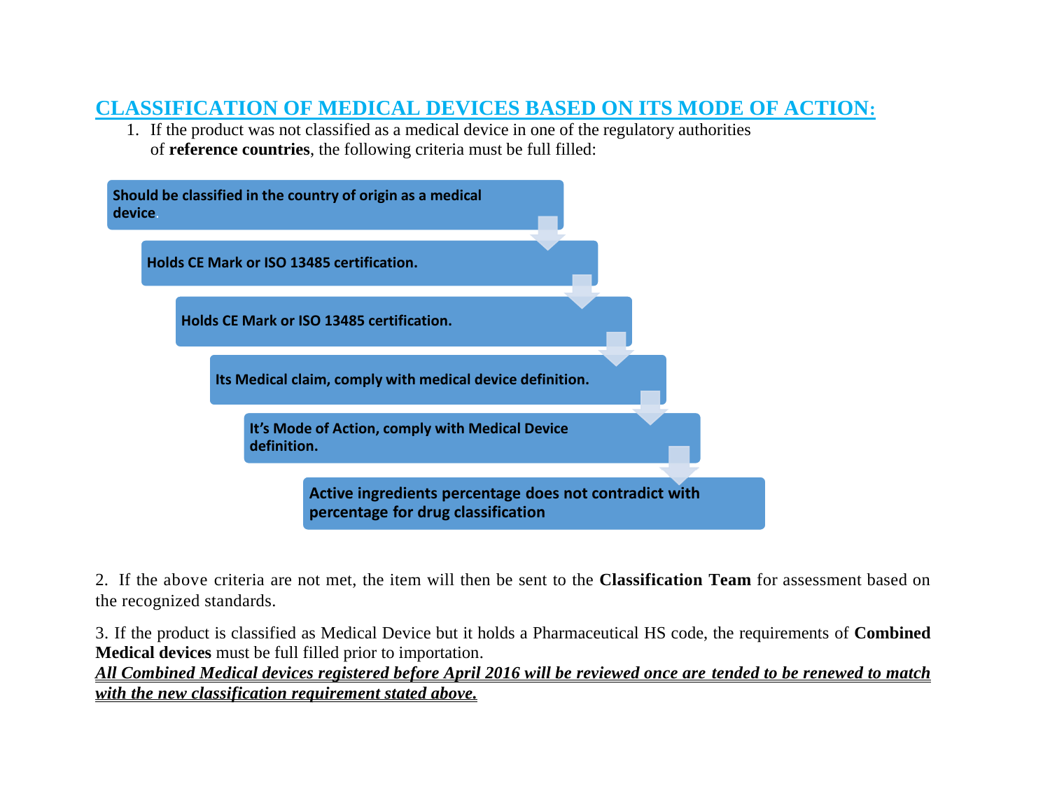## CLASSIFICATION OF MEDICAL DEVICES BASED ON ITS MODE OF ACTION:

1. If the product was not classified as a medical device in one of the regulatory authorities of **reference countries**, the following criteria must be full filled:

- **Should be classified in the country of origin as a medical device.**
- **Holds CE Mark or ISO 13485 certification.**
- **Holds CE Mark or ISO 13485 certification.**
- **Its Medical claim, comply with medical device definition.**
- **It's Mode of Action, comply with Medical Device definition.**
- **Active ingredients percentage does not contradict with percentage for drug classification**

2. If the above criteria are not met, the item will then be sent to the **Classification Team** for assessment based on the recognized standards.

3. If the product is classified as Medical Device but it holds a Pharmaceutical HS code, the requirements of **Combined Medical devices** must be full filled prior to importation.

***All Combined Medical devices registered before April 2016 will be reviewed once are tended to be renewed to match with the new classification requirement stated above.***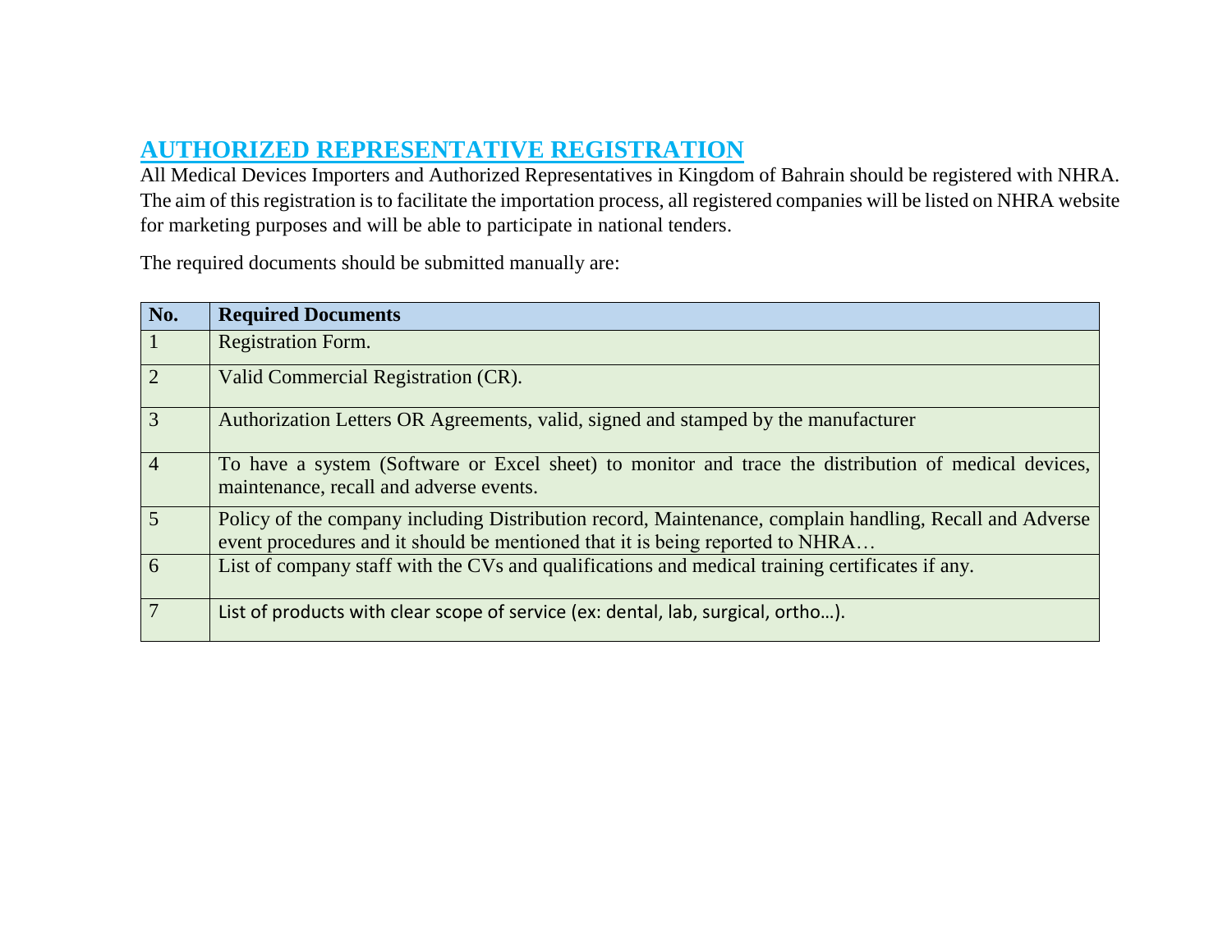## AUTHORIZED REPRESENTATIVE REGISTRATION

All Medical Devices Importers and Authorized Representatives in Kingdom of Bahrain should be registered with NHRA. The aim of this registration is to facilitate the importation process, all registered companies will be listed on NHRA website for marketing purposes and will be able to participate in national tenders.

The required documents should be submitted manually are:

| No. | Required Documents |
|---|---|
| 1 | Registration Form. |
| 2 | Valid Commercial Registration (CR). |
| 3 | Authorization Letters OR Agreements, valid, signed and stamped by the manufacturer |
| 4 | To have a system (Software or Excel sheet) to monitor and trace the distribution of medical devices, maintenance, recall and adverse events. |
| 5 | Policy of the company including Distribution record, Maintenance, complain handling, Recall and Adverse event procedures and it should be mentioned that it is being reported to NHRA… |
| 6 | List of company staff with the CVs and qualifications and medical training certificates if any. |
| 7 | List of products with clear scope of service (ex: dental, lab, surgical, ortho…). |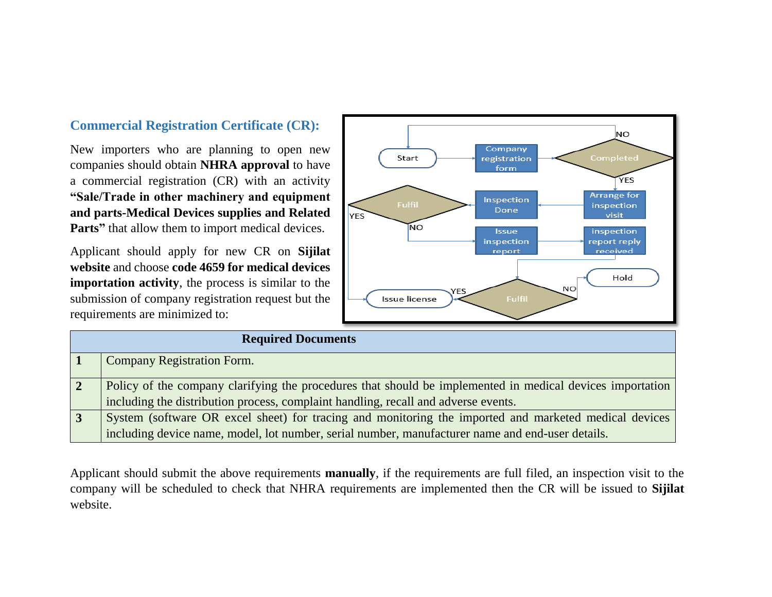## Commercial Registration Certificate (CR):

New importers who are planning to open new companies should obtain **NHRA approval** to have a commercial registration (CR) with an activity **"Sale/Trade in other machinery and equipment and parts-Medical Devices supplies and Related Parts"** that allow them to import medical devices.

Applicant should apply for new CR on **Sijilat website** and choose **code 4659 for medical devices importation activity**, the process is similar to the submission of company registration request but the requirements are minimized to:

| Required Documents | |
|---|---|
| **1** | Company Registration Form. |
| **2** | Policy of the company clarifying the procedures that should be implemented in medical devices importation including the distribution process, complaint handling, recall and adverse events. |
| **3** | System (software OR excel sheet) for tracing and monitoring the imported and marketed medical devices including device name, model, lot number, serial number, manufacturer name and end-user details. |

Applicant should submit the above requirements **manually**, if the requirements are full filed, an inspection visit to the company will be scheduled to check that NHRA requirements are implemented then the CR will be issued to **Sijilat** website.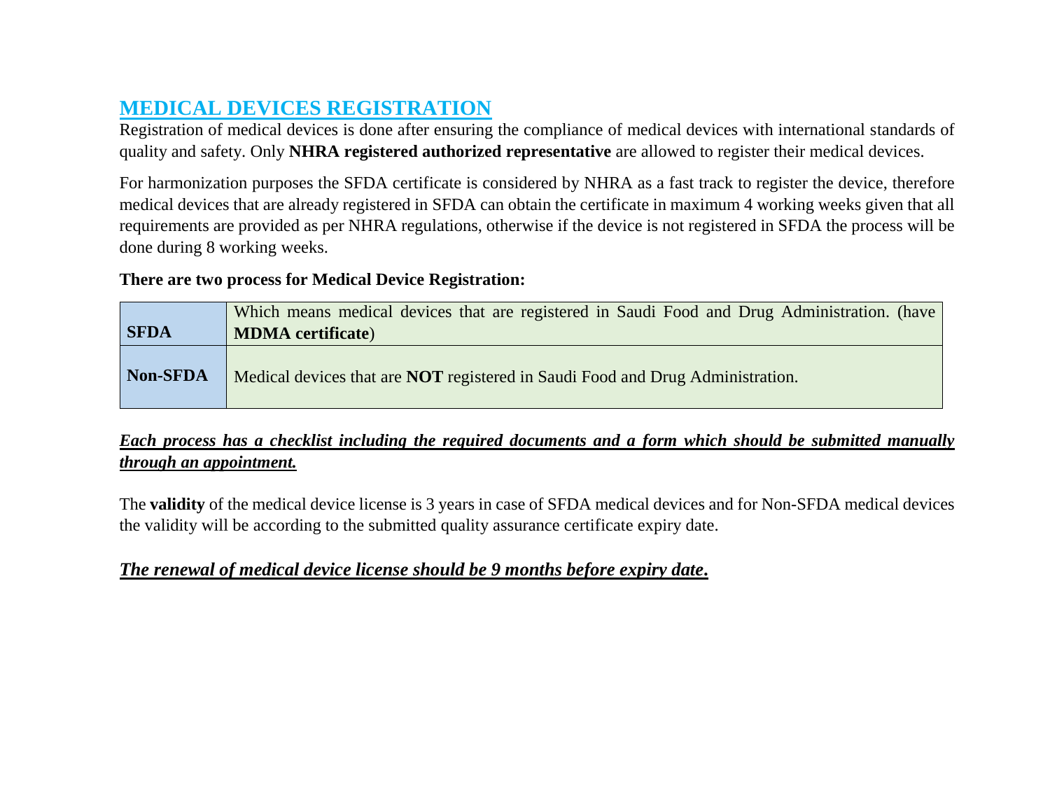## MEDICAL DEVICES REGISTRATION

Registration of medical devices is done after ensuring the compliance of medical devices with international standards of quality and safety. Only **NHRA registered authorized representative** are allowed to register their medical devices.

For harmonization purposes the SFDA certificate is considered by NHRA as a fast track to register the device, therefore medical devices that are already registered in SFDA can obtain the certificate in maximum 4 working weeks given that all requirements are provided as per NHRA regulations, otherwise if the device is not registered in SFDA the process will be done during 8 working weeks.

**There are two process for Medical Device Registration:**

| | |
|---|---|
| **SFDA** | Which means medical devices that are registered in Saudi Food and Drug Administration. (have **MDMA certificate**) |
| **Non-SFDA** | Medical devices that are **NOT** registered in Saudi Food and Drug Administration. |

***Each process has a checklist including the required documents and a form which should be submitted manually through an appointment.***

The **validity** of the medical device license is 3 years in case of SFDA medical devices and for Non-SFDA medical devices the validity will be according to the submitted quality assurance certificate expiry date.

***The renewal of medical device license should be 9 months before expiry date.***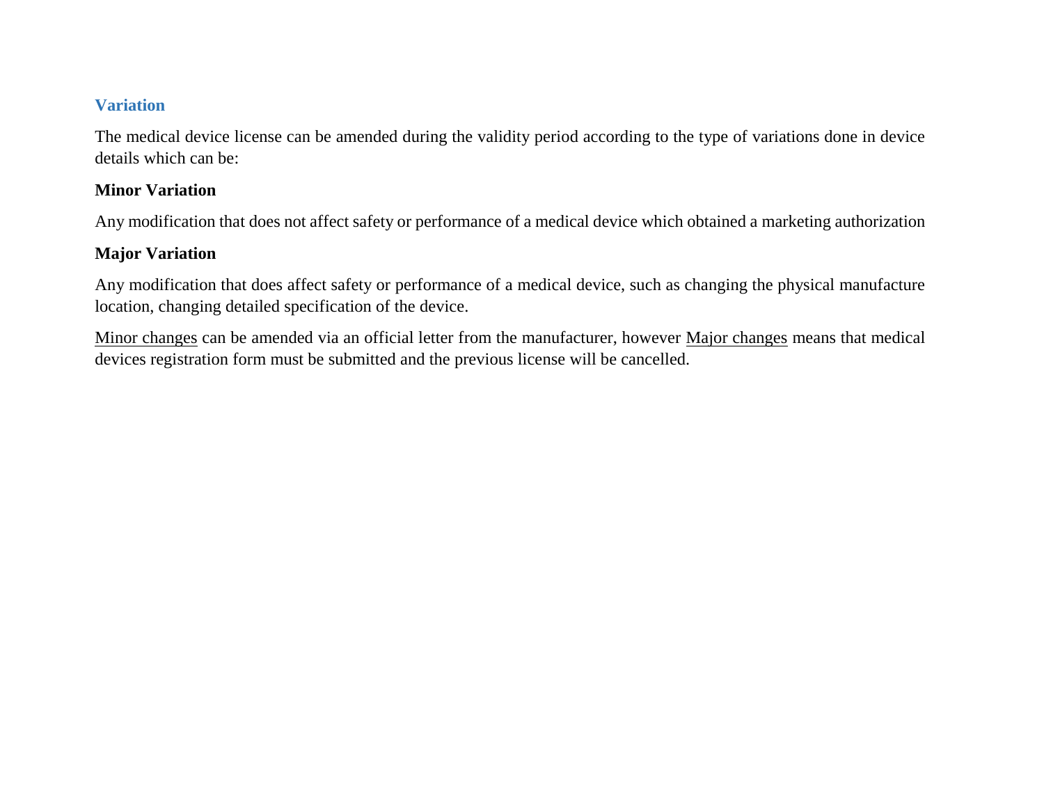## Variation

The medical device license can be amended during the validity period according to the type of variations done in device details which can be:

**Minor Variation**

Any modification that does not affect safety or performance of a medical device which obtained a marketing authorization

**Major Variation**

Any modification that does affect safety or performance of a medical device, such as changing the physical manufacture location, changing detailed specification of the device.

<u>Minor changes</u> can be amended via an official letter from the manufacturer, however <u>Major changes</u> means that medical devices registration form must be submitted and the previous license will be cancelled.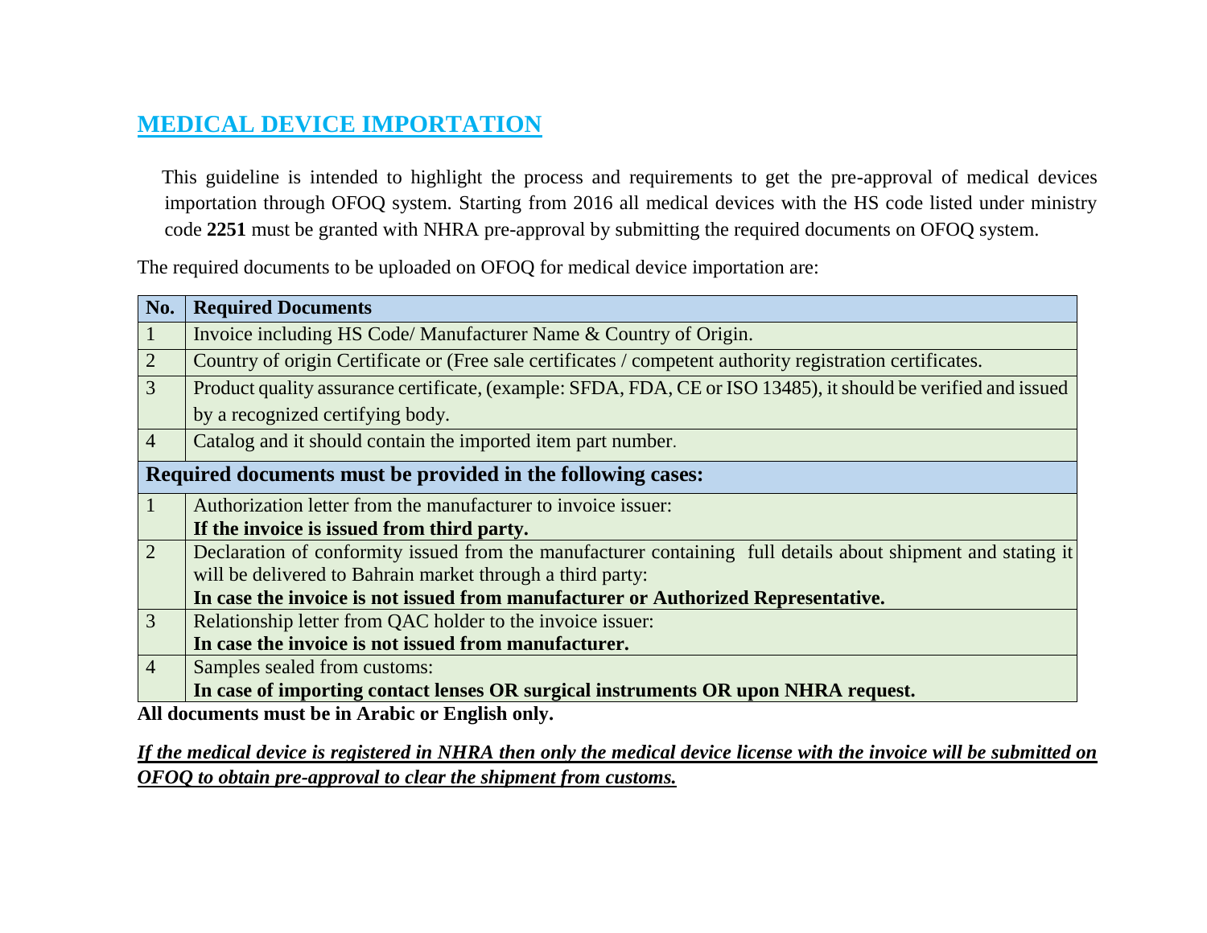## MEDICAL DEVICE IMPORTATION

This guideline is intended to highlight the process and requirements to get the pre-approval of medical devices importation through OFOQ system. Starting from 2016 all medical devices with the HS code listed under ministry code **2251** must be granted with NHRA pre-approval by submitting the required documents on OFOQ system.

The required documents to be uploaded on OFOQ for medical device importation are:

| No. | Required Documents |
|---|---|
| 1 | Invoice including HS Code/ Manufacturer Name & Country of Origin. |
| 2 | Country of origin Certificate or (Free sale certificates / competent authority registration certificates. |
| 3 | Product quality assurance certificate, (example: SFDA, FDA, CE or ISO 13485), it should be verified and issued by a recognized certifying body. |
| 4 | Catalog and it should contain the imported item part number. |
| **Required documents must be provided in the following cases:** | |
| 1 | Authorization letter from the manufacturer to invoice issuer: **If the invoice is issued from third party.** |
| 2 | Declaration of conformity issued from the manufacturer containing full details about shipment and stating it will be delivered to Bahrain market through a third party: **In case the invoice is not issued from manufacturer or Authorized Representative.** |
| 3 | Relationship letter from QAC holder to the invoice issuer: **In case the invoice is not issued from manufacturer.** |
| 4 | Samples sealed from customs: **In case of importing contact lenses OR surgical instruments OR upon NHRA request.** |

**All documents must be in Arabic or English only.**

***If the medical device is registered in NHRA then only the medical device license with the invoice will be submitted on OFOQ to obtain pre-approval to clear the shipment from customs.***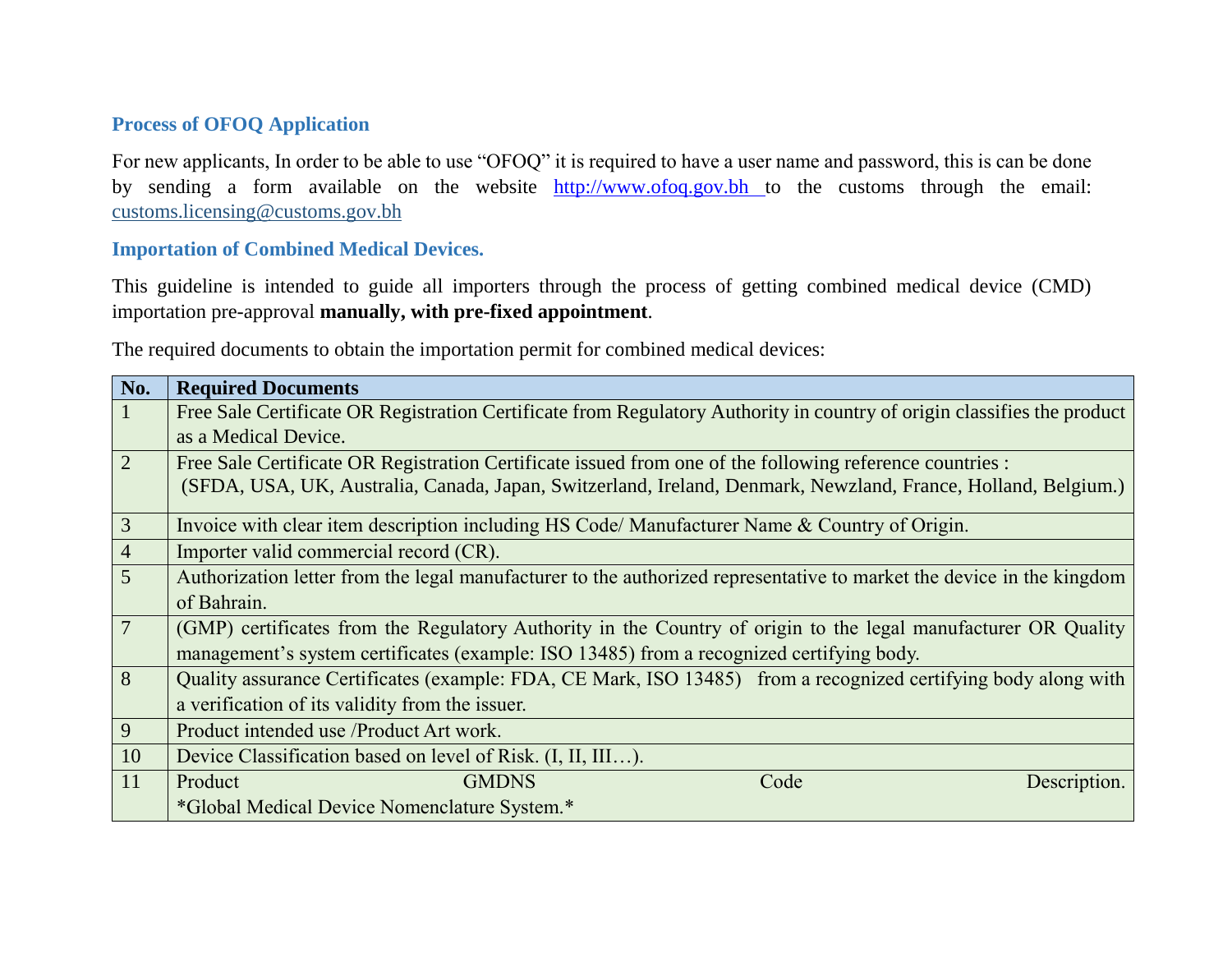### Process of OFOQ Application

For new applicants, In order to be able to use "OFOQ" it is required to have a user name and password, this is can be done by sending a form available on the website [http://www.ofoq.gov.bh](http://www.ofoq.gov.bh) to the customs through the email: [customs.licensing@customs.gov.bh](mailto:customs.licensing@customs.gov.bh)

### Importation of Combined Medical Devices.

This guideline is intended to guide all importers through the process of getting combined medical device (CMD) importation pre-approval **manually, with pre-fixed appointment**.

The required documents to obtain the importation permit for combined medical devices:

| No. | Required Documents |
|---|---|
| 1 | Free Sale Certificate OR Registration Certificate from Regulatory Authority in country of origin classifies the product as a Medical Device. |
| 2 | Free Sale Certificate OR Registration Certificate issued from one of the following reference countries : (SFDA, USA, UK, Australia, Canada, Japan, Switzerland, Ireland, Denmark, Newzland, France, Holland, Belgium.) |
| 3 | Invoice with clear item description including HS Code/ Manufacturer Name & Country of Origin. |
| 4 | Importer valid commercial record (CR). |
| 5 | Authorization letter from the legal manufacturer to the authorized representative to market the device in the kingdom of Bahrain. |
| 7 | (GMP) certificates from the Regulatory Authority in the Country of origin to the legal manufacturer OR Quality management's system certificates (example: ISO 13485) from a recognized certifying body. |
| 8 | Quality assurance Certificates (example: FDA, CE Mark, ISO 13485) from a recognized certifying body along with a verification of its validity from the issuer. |
| 9 | Product intended use /Product Art work. |
| 10 | Device Classification based on level of Risk. (I, II, III…). |
| 11 | Product GMDNS Code Description. *Global Medical Device Nomenclature System.* |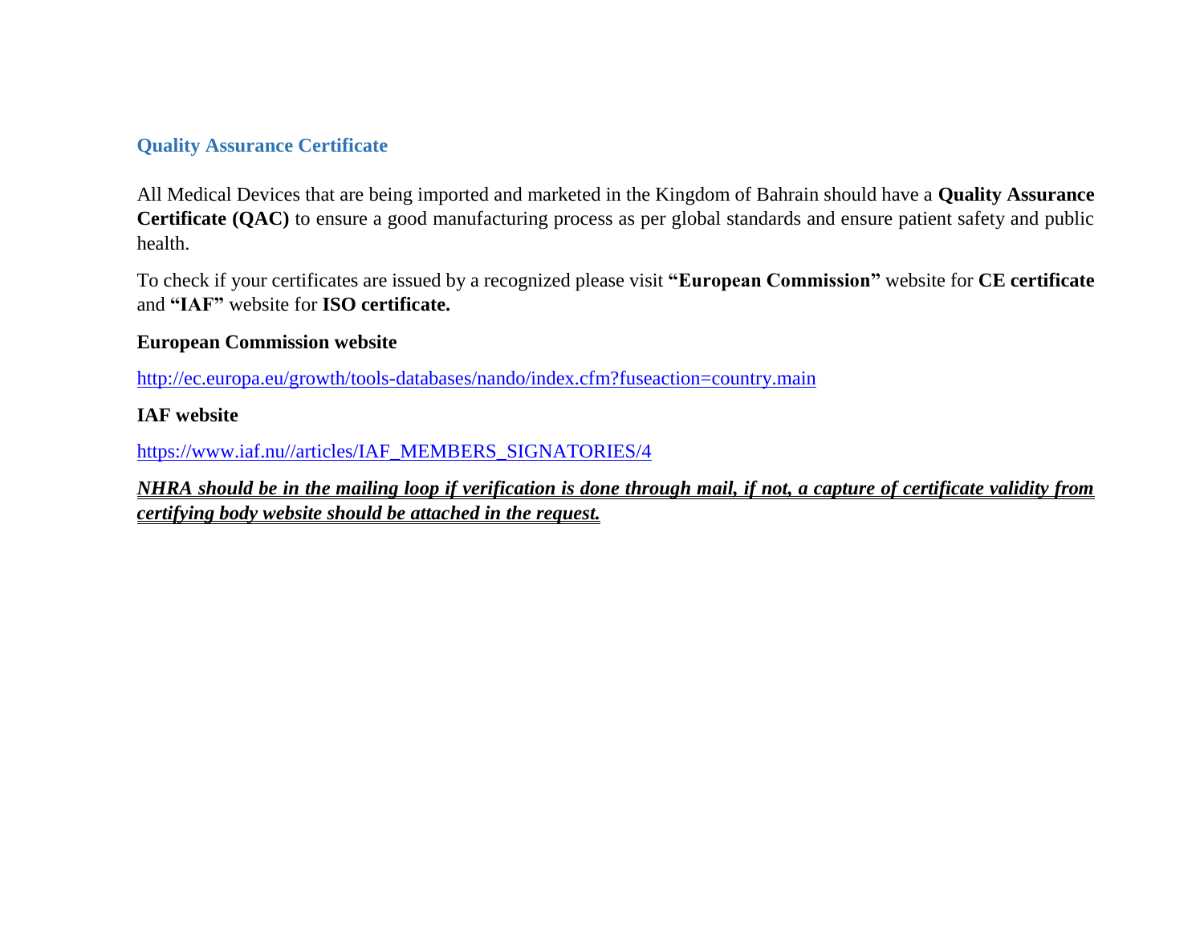## Quality Assurance Certificate

All Medical Devices that are being imported and marketed in the Kingdom of Bahrain should have a **Quality Assurance Certificate (QAC)** to ensure a good manufacturing process as per global standards and ensure patient safety and public health.

To check if your certificates are issued by a recognized please visit **"European Commission"** website for **CE certificate** and **"IAF"** website for **ISO certificate.**

**European Commission website**

http://ec.europa.eu/growth/tools-databases/nando/index.cfm?fuseaction=country.main

**IAF website**

https://www.iaf.nu//articles/IAF_MEMBERS_SIGNATORIES/4

***NHRA should be in the mailing loop if verification is done through mail, if not, a capture of certificate validity from certifying body website should be attached in the request.***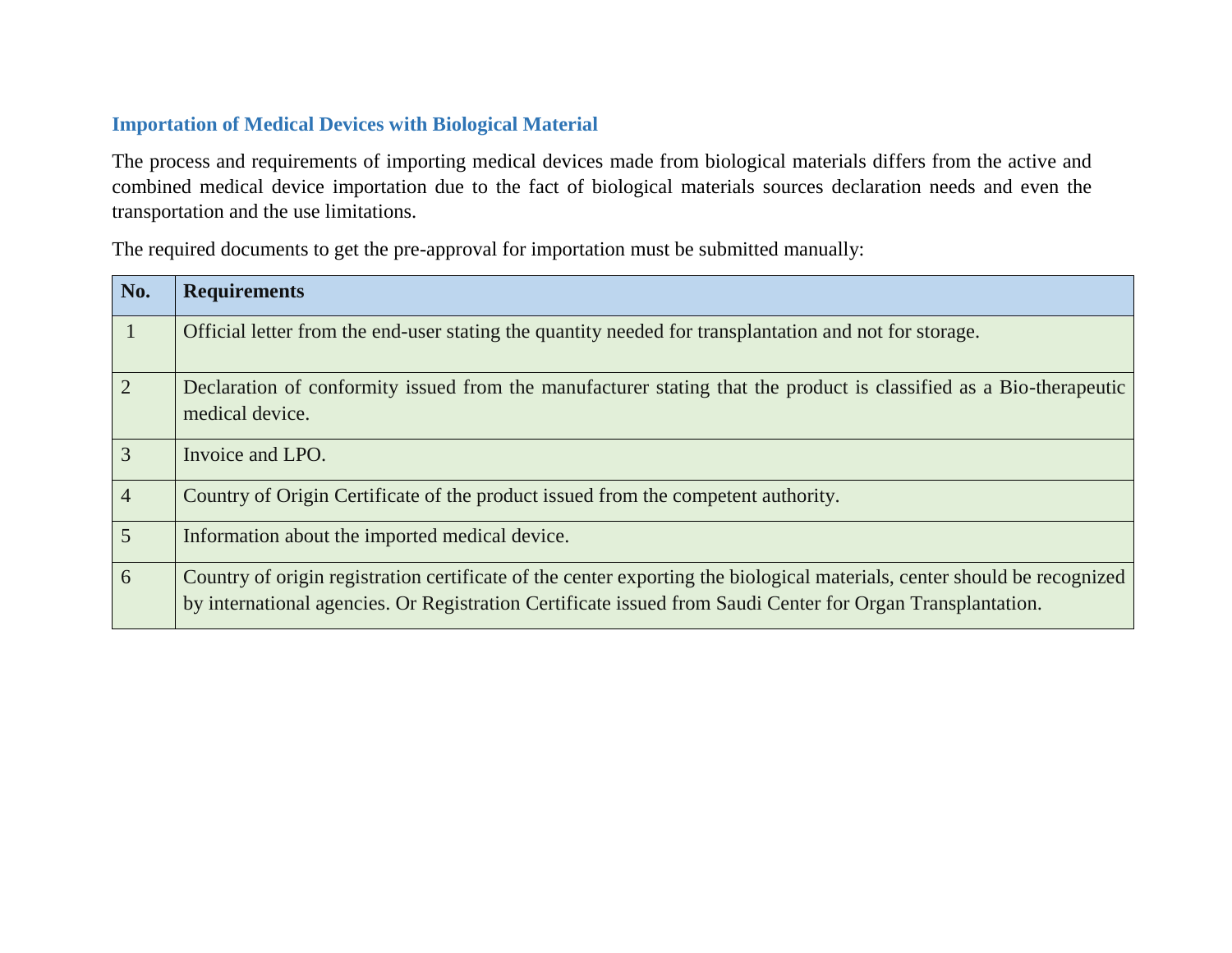### Importation of Medical Devices with Biological Material

The process and requirements of importing medical devices made from biological materials differs from the active and combined medical device importation due to the fact of biological materials sources declaration needs and even the transportation and the use limitations.

The required documents to get the pre-approval for importation must be submitted manually:

| No. | Requirements |
|---|---|
| 1 | Official letter from the end-user stating the quantity needed for transplantation and not for storage. |
| 2 | Declaration of conformity issued from the manufacturer stating that the product is classified as a Bio-therapeutic medical device. |
| 3 | Invoice and LPO. |
| 4 | Country of Origin Certificate of the product issued from the competent authority. |
| 5 | Information about the imported medical device. |
| 6 | Country of origin registration certificate of the center exporting the biological materials, center should be recognized by international agencies. Or Registration Certificate issued from Saudi Center for Organ Transplantation. |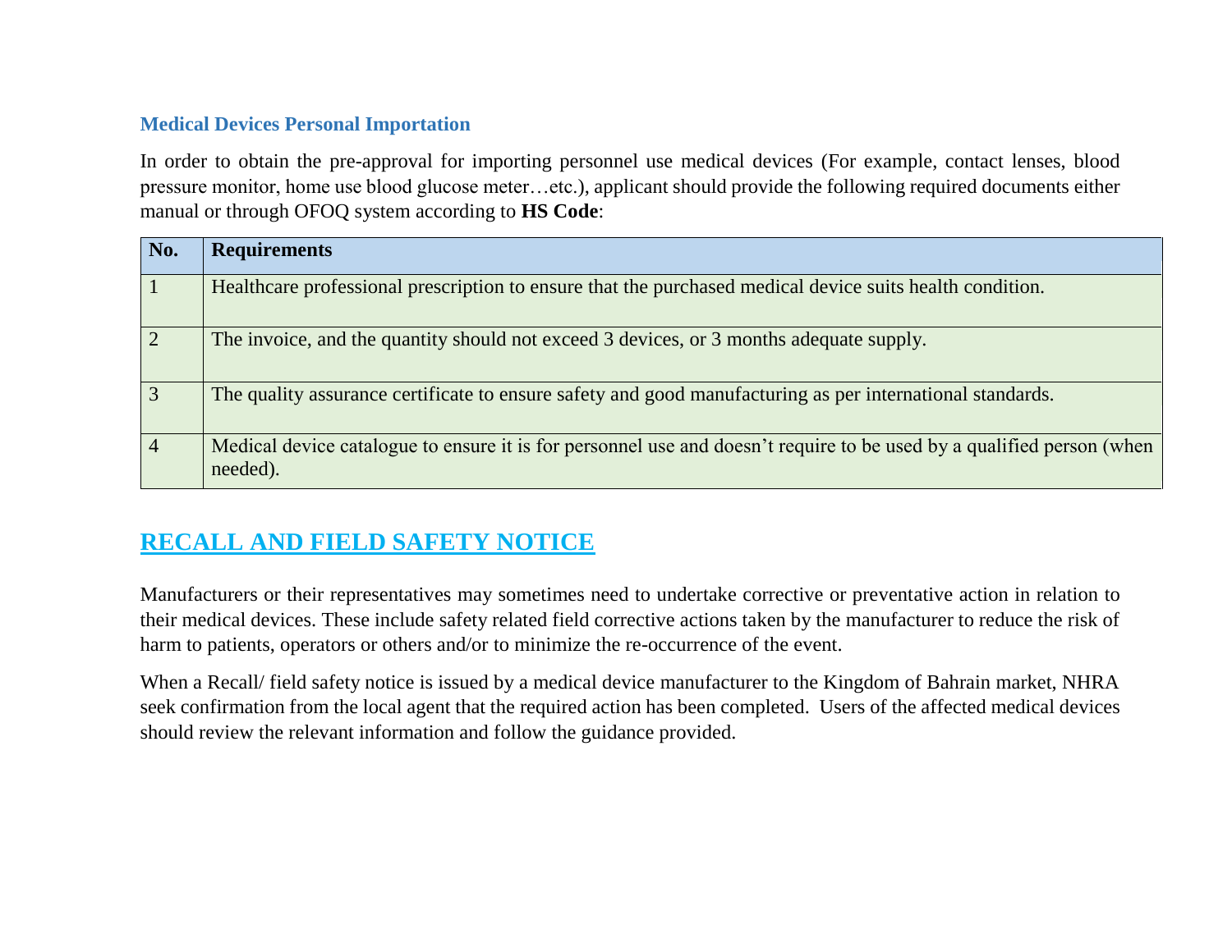### Medical Devices Personal Importation

In order to obtain the pre-approval for importing personnel use medical devices (For example, contact lenses, blood pressure monitor, home use blood glucose meter…etc.), applicant should provide the following required documents either manual or through OFOQ system according to **HS Code**:

| No. | Requirements |
|---|---|
| 1 | Healthcare professional prescription to ensure that the purchased medical device suits health condition. |
| 2 | The invoice, and the quantity should not exceed 3 devices, or 3 months adequate supply. |
| 3 | The quality assurance certificate to ensure safety and good manufacturing as per international standards. |
| 4 | Medical device catalogue to ensure it is for personnel use and doesn't require to be used by a qualified person (when needed). |

## RECALL AND FIELD SAFETY NOTICE

Manufacturers or their representatives may sometimes need to undertake corrective or preventative action in relation to their medical devices. These include safety related field corrective actions taken by the manufacturer to reduce the risk of harm to patients, operators or others and/or to minimize the re-occurrence of the event.

When a Recall/ field safety notice is issued by a medical device manufacturer to the Kingdom of Bahrain market, NHRA seek confirmation from the local agent that the required action has been completed. Users of the affected medical devices should review the relevant information and follow the guidance provided.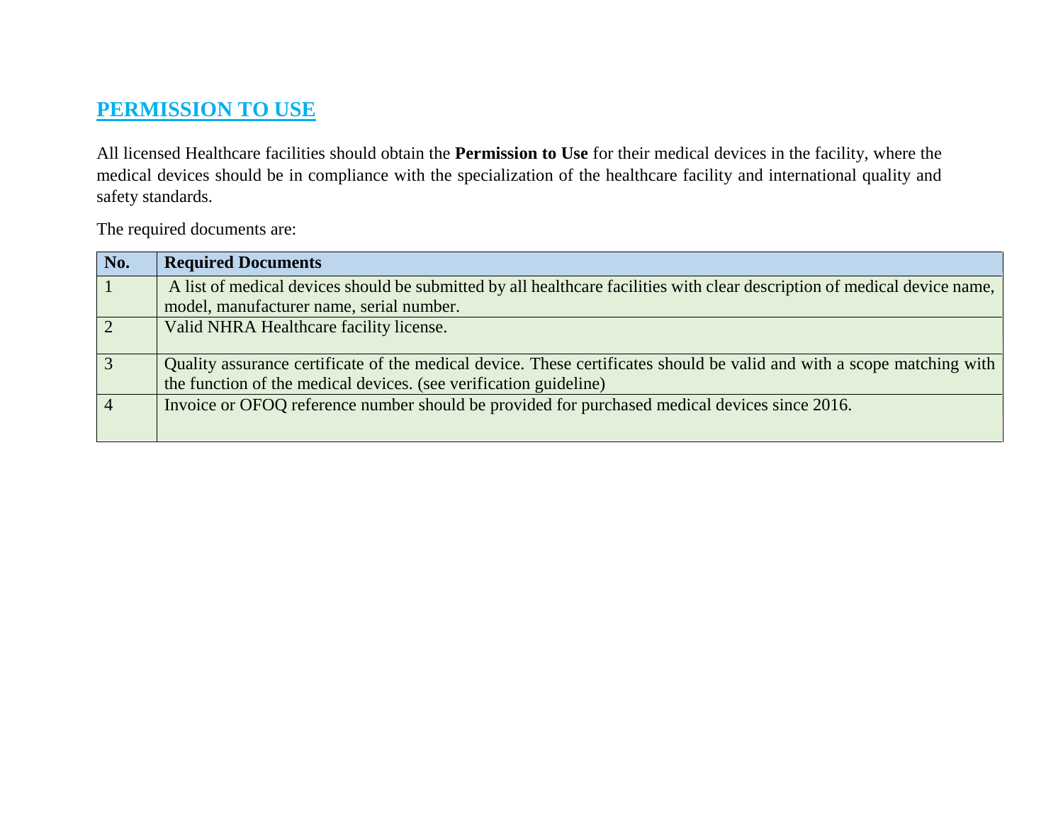## PERMISSION TO USE

All licensed Healthcare facilities should obtain the **Permission to Use** for their medical devices in the facility, where the medical devices should be in compliance with the specialization of the healthcare facility and international quality and safety standards.

The required documents are:

| No. | Required Documents |
|---|---|
| 1 | A list of medical devices should be submitted by all healthcare facilities with clear description of medical device name, model, manufacturer name, serial number. |
| 2 | Valid NHRA Healthcare facility license. |
| 3 | Quality assurance certificate of the medical device. These certificates should be valid and with a scope matching with the function of the medical devices. (see verification guideline) |
| 4 | Invoice or OFOQ reference number should be provided for purchased medical devices since 2016. |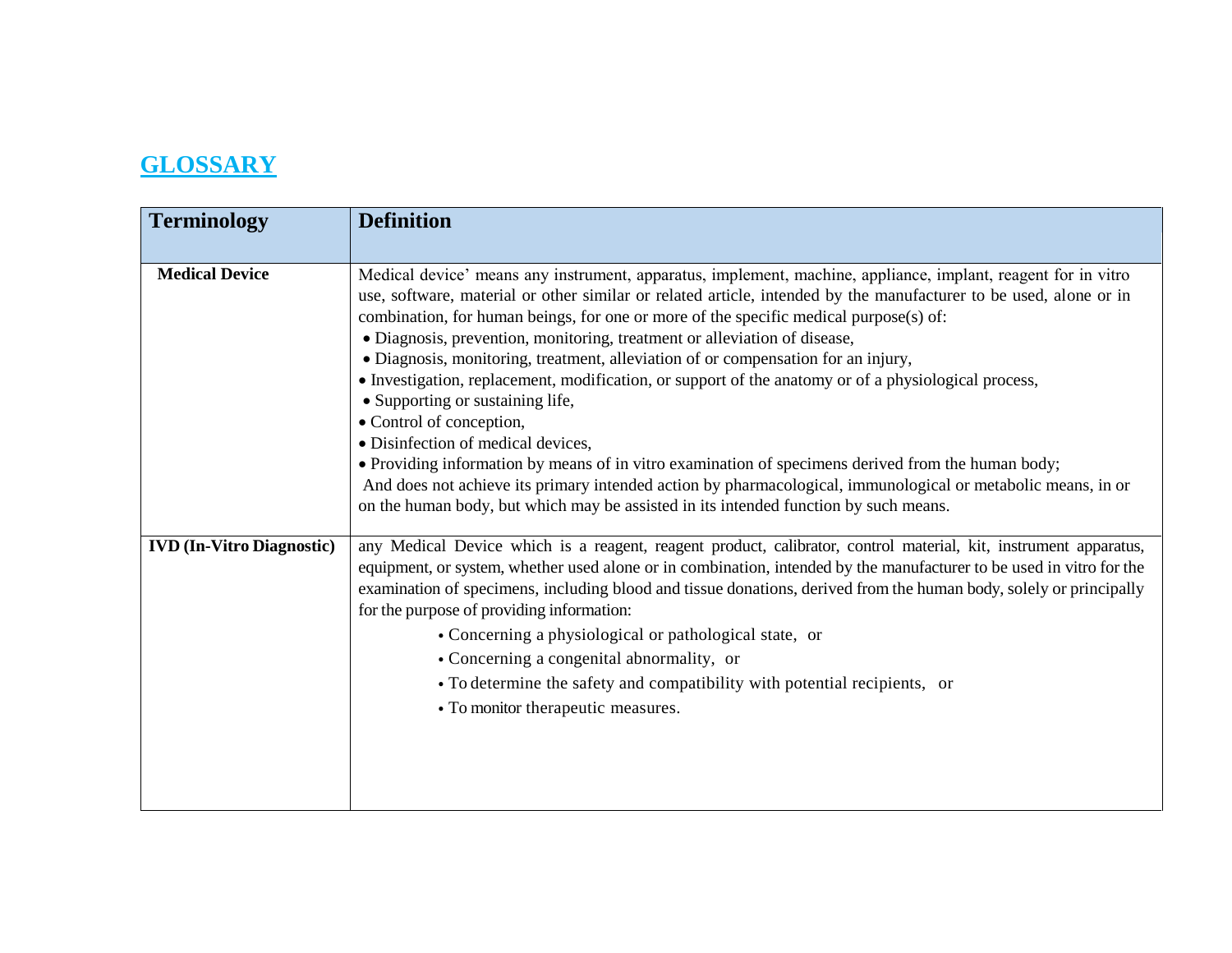## GLOSSARY

| Terminology | Definition |
|---|---|
| **Medical Device** | Medical device' means any instrument, apparatus, implement, machine, appliance, implant, reagent for in vitro use, software, material or other similar or related article, intended by the manufacturer to be used, alone or in combination, for human beings, for one or more of the specific medical purpose(s) of:<br>• Diagnosis, prevention, monitoring, treatment or alleviation of disease,<br>• Diagnosis, monitoring, treatment, alleviation of or compensation for an injury,<br>• Investigation, replacement, modification, or support of the anatomy or of a physiological process,<br>• Supporting or sustaining life,<br>• Control of conception,<br>• Disinfection of medical devices,<br>• Providing information by means of in vitro examination of specimens derived from the human body;<br>And does not achieve its primary intended action by pharmacological, immunological or metabolic means, in or on the human body, but which may be assisted in its intended function by such means. |
| **IVD (In-Vitro Diagnostic)** | any Medical Device which is a reagent, reagent product, calibrator, control material, kit, instrument apparatus, equipment, or system, whether used alone or in combination, intended by the manufacturer to be used in vitro for the examination of specimens, including blood and tissue donations, derived from the human body, solely or principally for the purpose of providing information:<br>• Concerning a physiological or pathological state, or<br>• Concerning a congenital abnormality, or<br>• To determine the safety and compatibility with potential recipients, or<br>• To monitor therapeutic measures. |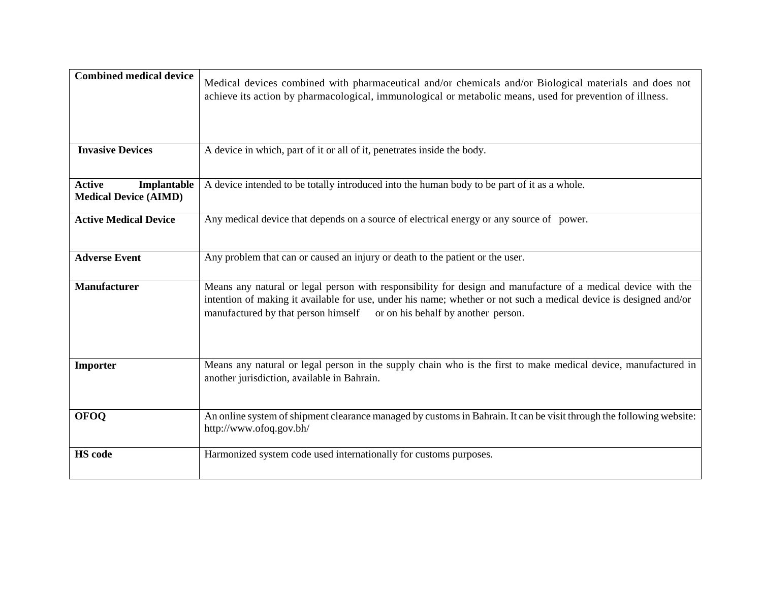| **Combined medical device** | Medical devices combined with pharmaceutical and/or chemicals and/or Biological materials and does not achieve its action by pharmacological, immunological or metabolic means, used for prevention of illness. |
|---|---|
| **Invasive Devices** | A device in which, part of it or all of it, penetrates inside the body. |
| **Active Implantable Medical Device (AIMD)** | A device intended to be totally introduced into the human body to be part of it as a whole. |
| **Active Medical Device** | Any medical device that depends on a source of electrical energy or any source of power. |
| **Adverse Event** | Any problem that can or caused an injury or death to the patient or the user. |
| **Manufacturer** | Means any natural or legal person with responsibility for design and manufacture of a medical device with the intention of making it available for use, under his name; whether or not such a medical device is designed and/or manufactured by that person himself or on his behalf by another person. |
| **Importer** | Means any natural or legal person in the supply chain who is the first to make medical device, manufactured in another jurisdiction, available in Bahrain. |
| **OFOQ** | An online system of shipment clearance managed by customs in Bahrain. It can be visit through the following website: http://www.ofoq.gov.bh/ |
| **HS code** | Harmonized system code used internationally for customs purposes. |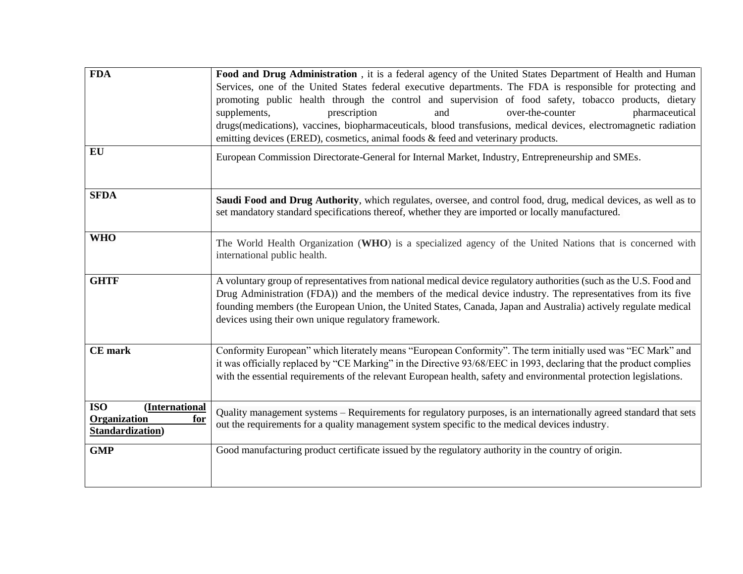| | |
|---|---|
| **FDA** | **Food and Drug Administration** , it is a federal agency of the United States Department of Health and Human Services, one of the United States federal executive departments. The FDA is responsible for protecting and promoting public health through the control and supervision of food safety, tobacco products, dietary supplements, prescription and over-the-counter pharmaceutical drugs(medications), vaccines, biopharmaceuticals, blood transfusions, medical devices, electromagnetic radiation emitting devices (ERED), cosmetics, animal foods & feed and veterinary products. |
| **EU** | European Commission Directorate-General for Internal Market, Industry, Entrepreneurship and SMEs. |
| **SFDA** | **Saudi Food and Drug Authority**, which regulates, oversee, and control food, drug, medical devices, as well as to set mandatory standard specifications thereof, whether they are imported or locally manufactured. |
| **WHO** | The World Health Organization (**WHO**) is a specialized agency of the United Nations that is concerned with international public health. |
| **GHTF** | A voluntary group of representatives from national medical device regulatory authorities (such as the U.S. Food and Drug Administration (FDA)) and the members of the medical device industry. The representatives from its five founding members (the European Union, the United States, Canada, Japan and Australia) actively regulate medical devices using their own unique regulatory framework. |
| **CE mark** | Conformity European" which literately means "European Conformity". The term initially used was "EC Mark" and it was officially replaced by "CE Marking" in the Directive 93/68/EEC in 1993, declaring that the product complies with the essential requirements of the relevant European health, safety and environmental protection legislations. |
| **ISO (International Organization for Standardization)** | Quality management systems – Requirements for regulatory purposes, is an internationally agreed standard that sets out the requirements for a quality management system specific to the medical devices industry. |
| **GMP** | Good manufacturing product certificate issued by the regulatory authority in the country of origin. |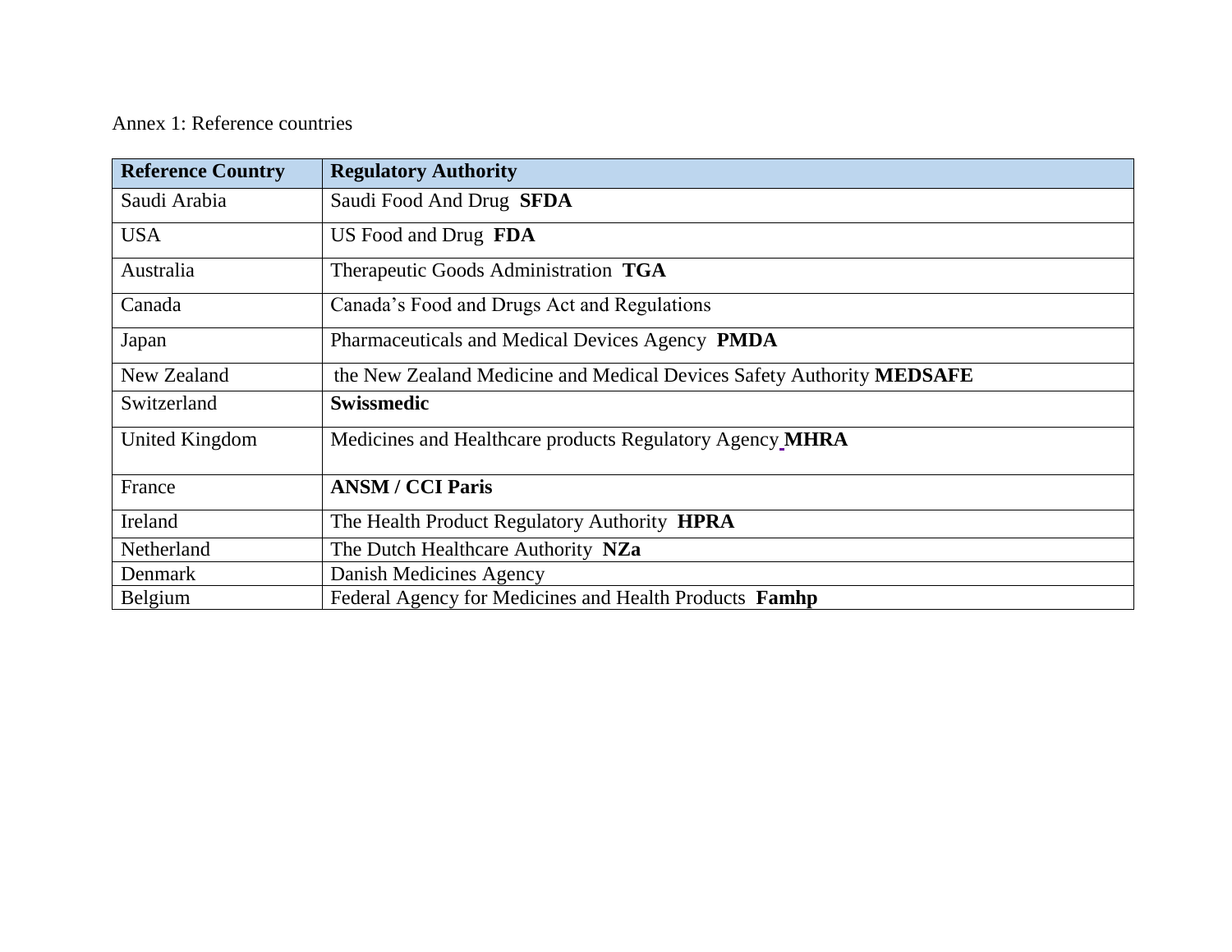Annex 1: Reference countries

| Reference Country | Regulatory Authority |
|---|---|
| Saudi Arabia | Saudi Food And Drug **SFDA** |
| USA | US Food and Drug **FDA** |
| Australia | Therapeutic Goods Administration **TGA** |
| Canada | Canada's Food and Drugs Act and Regulations |
| Japan | Pharmaceuticals and Medical Devices Agency **PMDA** |
| New Zealand | the New Zealand Medicine and Medical Devices Safety Authority **MEDSAFE** |
| Switzerland | **Swissmedic** |
| United Kingdom | Medicines and Healthcare products Regulatory Agency **MHRA** |
| France | **ANSM / CCI Paris** |
| Ireland | The Health Product Regulatory Authority **HPRA** |
| Netherland | The Dutch Healthcare Authority **NZa** |
| Denmark | Danish Medicines Agency |
| Belgium | Federal Agency for Medicines and Health Products **Famhp** |